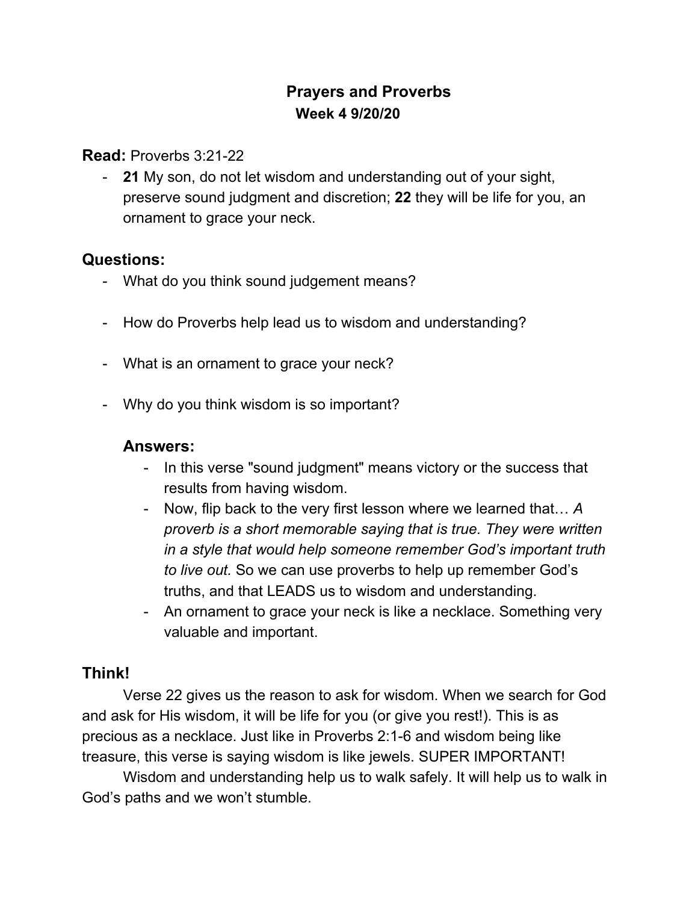# Prayers and Proverbs

## Week 4 9/20/20

**Read:** Proverbs 3:21-22

- **21** My son, do not let wisdom and understanding out of your sight, preserve sound judgment and discretion; **22** they will be life for you, an ornament to grace your neck.

## Questions:

- What do you think sound judgement means?
- How do Proverbs help lead us to wisdom and understanding?
- What is an ornament to grace your neck?
- Why do you think wisdom is so important?

### Answers:

- In this verse "sound judgment" means victory or the success that results from having wisdom.
- Now, flip back to the very first lesson where we learned that… *A proverb is a short memorable saying that is true. They were written in a style that would help someone remember God's important truth to live out.* So we can use proverbs to help up remember God's truths, and that LEADS us to wisdom and understanding.
- An ornament to grace your neck is like a necklace. Something very valuable and important.

## Think!

Verse 22 gives us the reason to ask for wisdom. When we search for God and ask for His wisdom, it will be life for you (or give you rest!). This is as precious as a necklace. Just like in Proverbs 2:1-6 and wisdom being like treasure, this verse is saying wisdom is like jewels. SUPER IMPORTANT!

Wisdom and understanding help us to walk safely. It will help us to walk in God's paths and we won't stumble.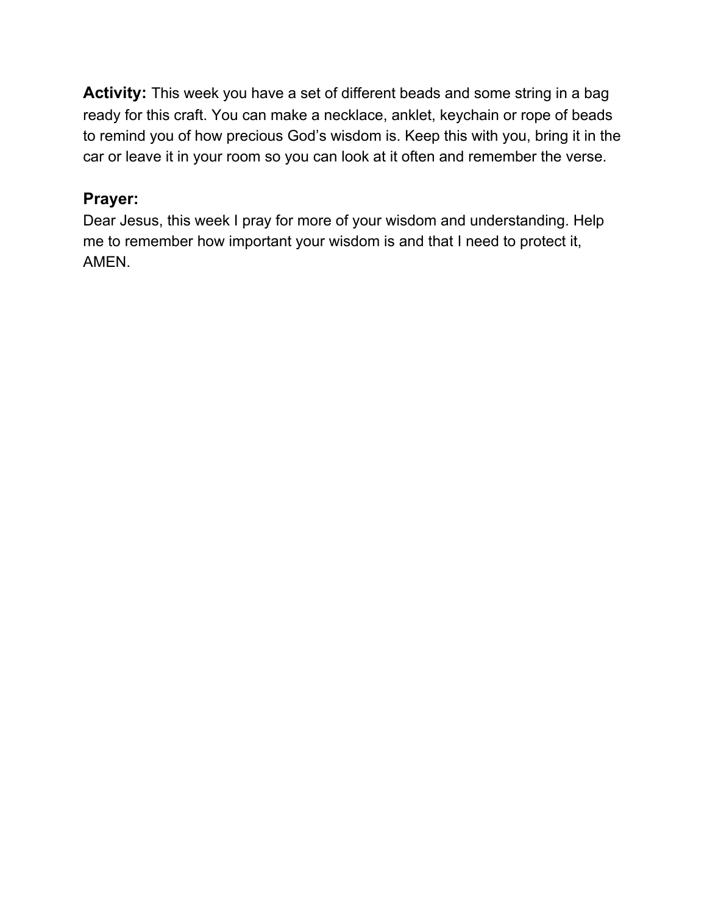**Activity:** This week you have a set of different beads and some string in a bag ready for this craft. You can make a necklace, anklet, keychain or rope of beads to remind you of how precious God's wisdom is. Keep this with you, bring it in the car or leave it in your room so you can look at it often and remember the verse.

## Prayer:

Dear Jesus, this week I pray for more of your wisdom and understanding. Help me to remember how important your wisdom is and that I need to protect it, AMEN.